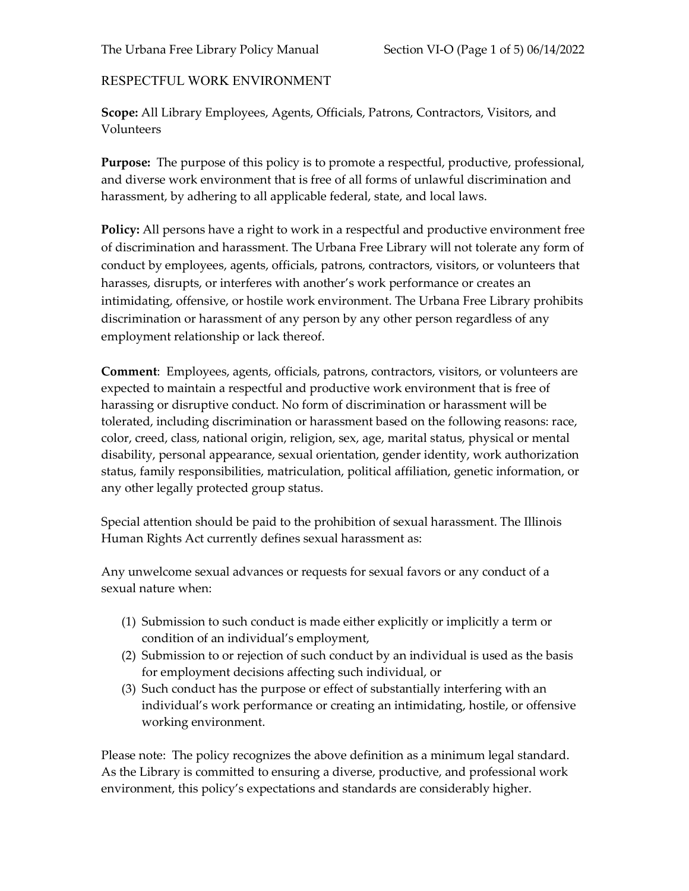# RESPECTFUL WORK ENVIRONMENT

**Scope:** All Library Employees, Agents, Officials, Patrons, Contractors, Visitors, and Volunteers

**Purpose:** The purpose of this policy is to promote a respectful, productive, professional, and diverse work environment that is free of all forms of unlawful discrimination and harassment, by adhering to all applicable federal, state, and local laws.

**Policy:** All persons have a right to work in a respectful and productive environment free of discrimination and harassment. The Urbana Free Library will not tolerate any form of conduct by employees, agents, officials, patrons, contractors, visitors, or volunteers that harasses, disrupts, or interferes with another's work performance or creates an intimidating, offensive, or hostile work environment. The Urbana Free Library prohibits discrimination or harassment of any person by any other person regardless of any employment relationship or lack thereof.

**Comment**: Employees, agents, officials, patrons, contractors, visitors, or volunteers are expected to maintain a respectful and productive work environment that is free of harassing or disruptive conduct. No form of discrimination or harassment will be tolerated, including discrimination or harassment based on the following reasons: race, color, creed, class, national origin, religion, sex, age, marital status, physical or mental disability, personal appearance, sexual orientation, gender identity, work authorization status, family responsibilities, matriculation, political affiliation, genetic information, or any other legally protected group status.

Special attention should be paid to the prohibition of sexual harassment. The Illinois Human Rights Act currently defines sexual harassment as:

Any unwelcome sexual advances or requests for sexual favors or any conduct of a sexual nature when:

1. Submission to such conduct is made either explicitly or implicitly a term or condition of an individual's employment,
2. Submission to or rejection of such conduct by an individual is used as the basis for employment decisions affecting such individual, or
3. Such conduct has the purpose or effect of substantially interfering with an individual's work performance or creating an intimidating, hostile, or offensive working environment.

Please note: The policy recognizes the above definition as a minimum legal standard. As the Library is committed to ensuring a diverse, productive, and professional work environment, this policy's expectations and standards are considerably higher.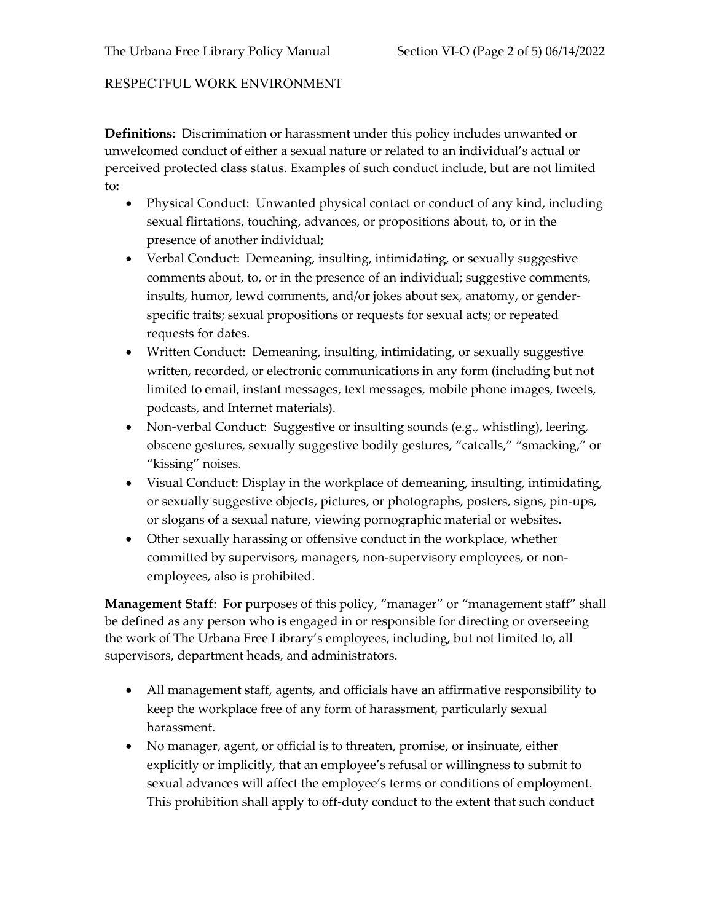RESPECTFUL WORK ENVIRONMENT

**Definitions**: Discrimination or harassment under this policy includes unwanted or unwelcomed conduct of either a sexual nature or related to an individual's actual or perceived protected class status. Examples of such conduct include, but are not limited to**:**

- Physical Conduct: Unwanted physical contact or conduct of any kind, including sexual flirtations, touching, advances, or propositions about, to, or in the presence of another individual;
- Verbal Conduct: Demeaning, insulting, intimidating, or sexually suggestive comments about, to, or in the presence of an individual; suggestive comments, insults, humor, lewd comments, and/or jokes about sex, anatomy, or gender-specific traits; sexual propositions or requests for sexual acts; or repeated requests for dates.
- Written Conduct: Demeaning, insulting, intimidating, or sexually suggestive written, recorded, or electronic communications in any form (including but not limited to email, instant messages, text messages, mobile phone images, tweets, podcasts, and Internet materials).
- Non-verbal Conduct: Suggestive or insulting sounds (e.g., whistling), leering, obscene gestures, sexually suggestive bodily gestures, "catcalls," "smacking," or "kissing" noises.
- Visual Conduct: Display in the workplace of demeaning, insulting, intimidating, or sexually suggestive objects, pictures, or photographs, posters, signs, pin-ups, or slogans of a sexual nature, viewing pornographic material or websites.
- Other sexually harassing or offensive conduct in the workplace, whether committed by supervisors, managers, non-supervisory employees, or non-employees, also is prohibited.

**Management Staff**: For purposes of this policy, "manager" or "management staff" shall be defined as any person who is engaged in or responsible for directing or overseeing the work of The Urbana Free Library's employees, including, but not limited to, all supervisors, department heads, and administrators.

- All management staff, agents, and officials have an affirmative responsibility to keep the workplace free of any form of harassment, particularly sexual harassment.
- No manager, agent, or official is to threaten, promise, or insinuate, either explicitly or implicitly, that an employee's refusal or willingness to submit to sexual advances will affect the employee's terms or conditions of employment. This prohibition shall apply to off-duty conduct to the extent that such conduct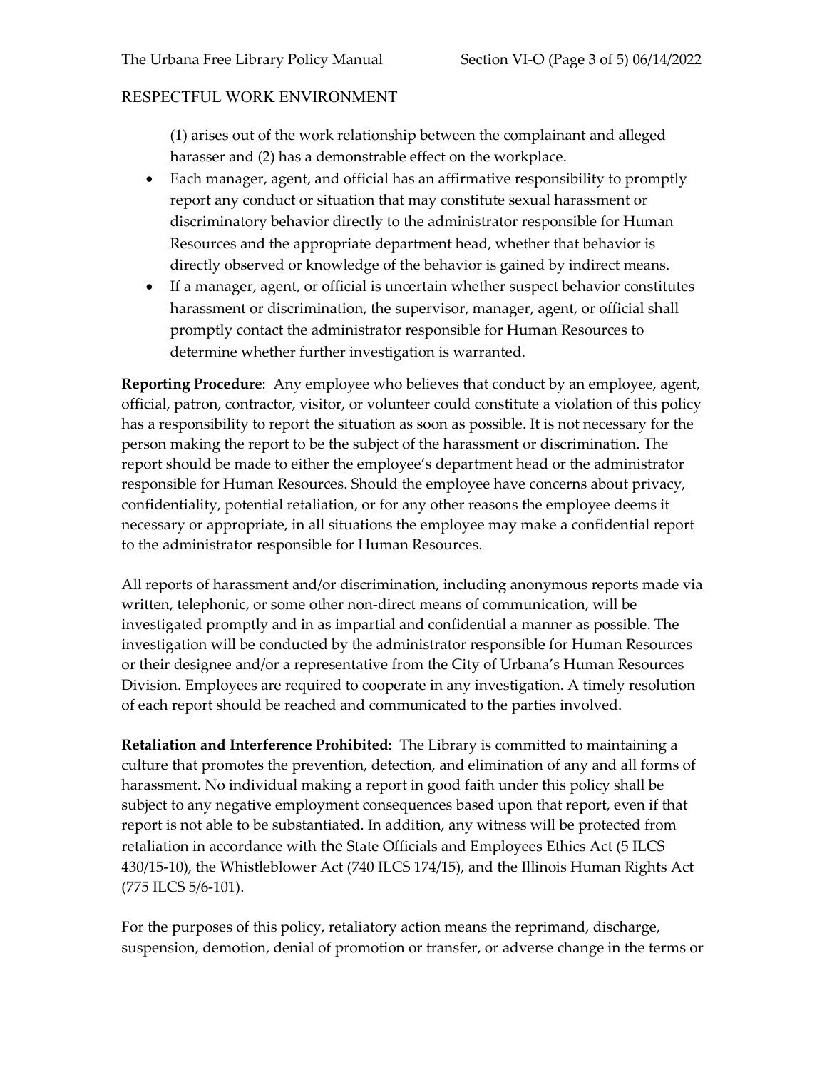RESPECTFUL WORK ENVIRONMENT

(1) arises out of the work relationship between the complainant and alleged harasser and (2) has a demonstrable effect on the workplace.

- Each manager, agent, and official has an affirmative responsibility to promptly report any conduct or situation that may constitute sexual harassment or discriminatory behavior directly to the administrator responsible for Human Resources and the appropriate department head, whether that behavior is directly observed or knowledge of the behavior is gained by indirect means.
- If a manager, agent, or official is uncertain whether suspect behavior constitutes harassment or discrimination, the supervisor, manager, agent, or official shall promptly contact the administrator responsible for Human Resources to determine whether further investigation is warranted.

**Reporting Procedure**: Any employee who believes that conduct by an employee, agent, official, patron, contractor, visitor, or volunteer could constitute a violation of this policy has a responsibility to report the situation as soon as possible. It is not necessary for the person making the report to be the subject of the harassment or discrimination. The report should be made to either the employee's department head or the administrator responsible for Human Resources. <u>Should the employee have concerns about privacy, confidentiality, potential retaliation, or for any other reasons the employee deems it necessary or appropriate, in all situations the employee may make a confidential report to the administrator responsible for Human Resources.</u>

All reports of harassment and/or discrimination, including anonymous reports made via written, telephonic, or some other non-direct means of communication, will be investigated promptly and in as impartial and confidential a manner as possible. The investigation will be conducted by the administrator responsible for Human Resources or their designee and/or a representative from the City of Urbana's Human Resources Division. Employees are required to cooperate in any investigation. A timely resolution of each report should be reached and communicated to the parties involved.

**Retaliation and Interference Prohibited:** The Library is committed to maintaining a culture that promotes the prevention, detection, and elimination of any and all forms of harassment. No individual making a report in good faith under this policy shall be subject to any negative employment consequences based upon that report, even if that report is not able to be substantiated. In addition, any witness will be protected from retaliation in accordance with the State Officials and Employees Ethics Act (5 ILCS 430/15-10), the Whistleblower Act (740 ILCS 174/15), and the Illinois Human Rights Act (775 ILCS 5/6-101).

For the purposes of this policy, retaliatory action means the reprimand, discharge, suspension, demotion, denial of promotion or transfer, or adverse change in the terms or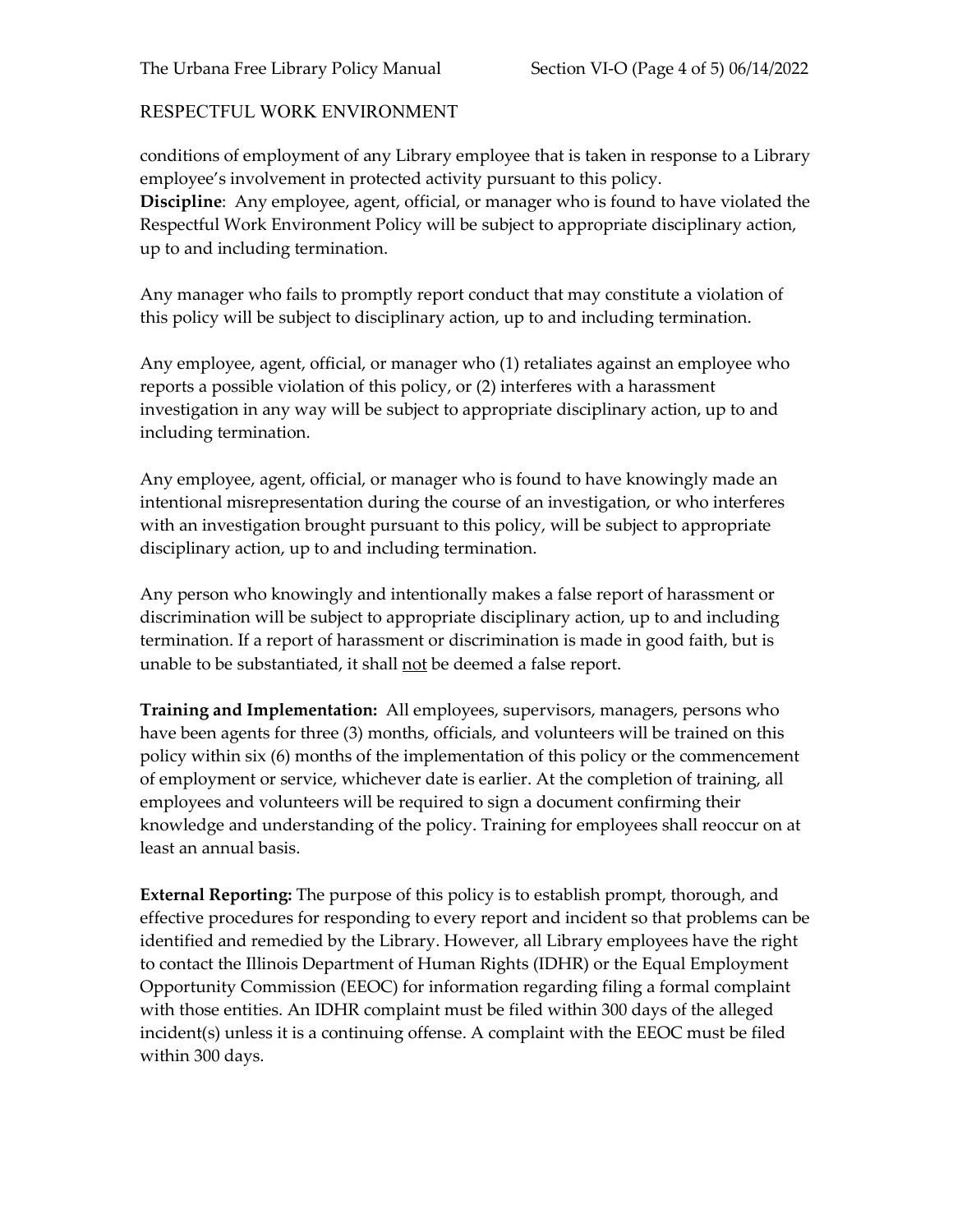conditions of employment of any Library employee that is taken in response to a Library employee's involvement in protected activity pursuant to this policy.

**Discipline**: Any employee, agent, official, or manager who is found to have violated the Respectful Work Environment Policy will be subject to appropriate disciplinary action, up to and including termination.

Any manager who fails to promptly report conduct that may constitute a violation of this policy will be subject to disciplinary action, up to and including termination.

Any employee, agent, official, or manager who (1) retaliates against an employee who reports a possible violation of this policy, or (2) interferes with a harassment investigation in any way will be subject to appropriate disciplinary action, up to and including termination.

Any employee, agent, official, or manager who is found to have knowingly made an intentional misrepresentation during the course of an investigation, or who interferes with an investigation brought pursuant to this policy, will be subject to appropriate disciplinary action, up to and including termination.

Any person who knowingly and intentionally makes a false report of harassment or discrimination will be subject to appropriate disciplinary action, up to and including termination. If a report of harassment or discrimination is made in good faith, but is unable to be substantiated, it shall <u>not</u> be deemed a false report.

**Training and Implementation:** All employees, supervisors, managers, persons who have been agents for three (3) months, officials, and volunteers will be trained on this policy within six (6) months of the implementation of this policy or the commencement of employment or service, whichever date is earlier. At the completion of training, all employees and volunteers will be required to sign a document confirming their knowledge and understanding of the policy. Training for employees shall reoccur on at least an annual basis.

**External Reporting:** The purpose of this policy is to establish prompt, thorough, and effective procedures for responding to every report and incident so that problems can be identified and remedied by the Library. However, all Library employees have the right to contact the Illinois Department of Human Rights (IDHR) or the Equal Employment Opportunity Commission (EEOC) for information regarding filing a formal complaint with those entities. An IDHR complaint must be filed within 300 days of the alleged incident(s) unless it is a continuing offense. A complaint with the EEOC must be filed within 300 days.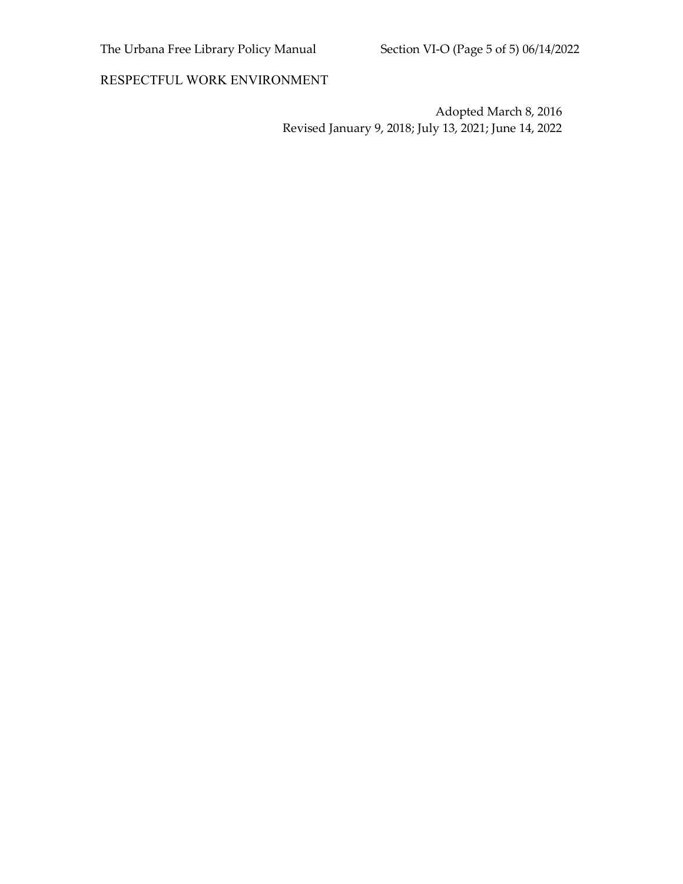RESPECTFUL WORK ENVIRONMENT

Adopted March 8, 2016
Revised January 9, 2018; July 13, 2021; June 14, 2022